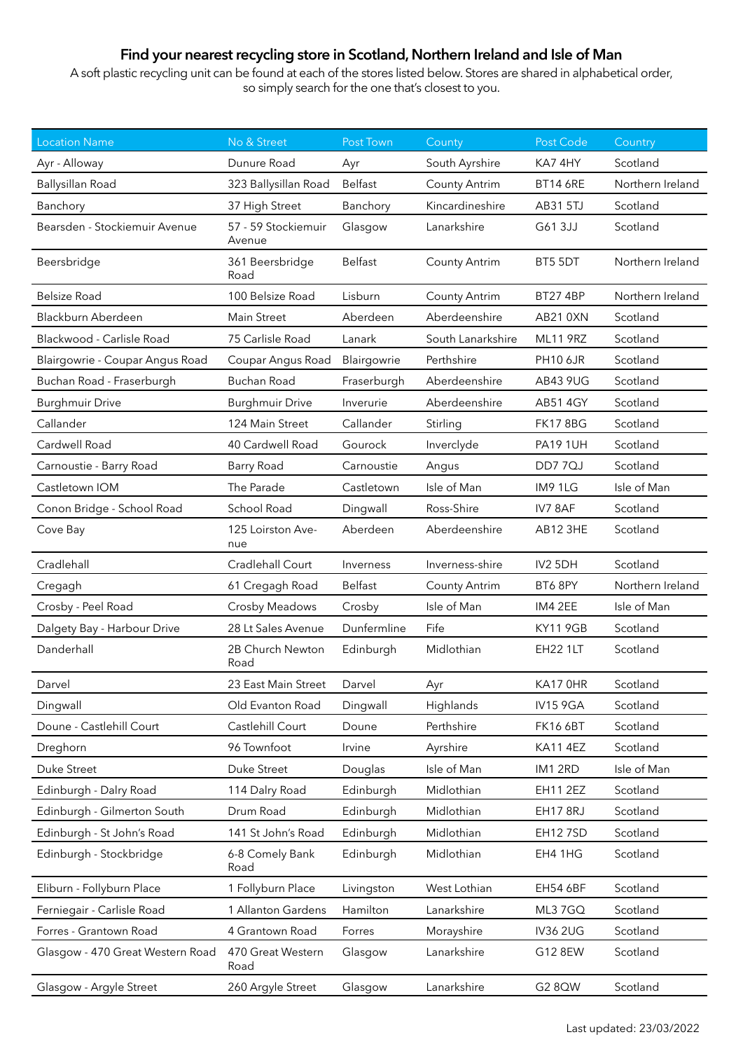# Find your nearest recycling store in Scotland, Northern Ireland and Isle of Man

A soft plastic recycling unit can be found at each of the stores listed below. Stores are shared in alphabetical order, so simply search for the one that's closest to you.

| Location Name | No & Street | Post Town | County | Post Code | Country |
|---|---|---|---|---|---|
| Ayr - Alloway | Dunure Road | Ayr | South Ayrshire | KA7 4HY | Scotland |
| Ballysillan Road | 323 Ballysillan Road | Belfast | County Antrim | BT14 6RE | Northern Ireland |
| Banchory | 37 High Street | Banchory | Kincardineshire | AB31 5TJ | Scotland |
| Bearsden - Stockiemuir Avenue | 57 - 59 Stockiemuir Avenue | Glasgow | Lanarkshire | G61 3JJ | Scotland |
| Beersbridge | 361 Beersbridge Road | Belfast | County Antrim | BT5 5DT | Northern Ireland |
| Belsize Road | 100 Belsize Road | Lisburn | County Antrim | BT27 4BP | Northern Ireland |
| Blackburn Aberdeen | Main Street | Aberdeen | Aberdeenshire | AB21 0XN | Scotland |
| Blackwood - Carlisle Road | 75 Carlisle Road | Lanark | South Lanarkshire | ML11 9RZ | Scotland |
| Blairgowrie - Coupar Angus Road | Coupar Angus Road | Blairgowrie | Perthshire | PH10 6JR | Scotland |
| Buchan Road - Fraserburgh | Buchan Road | Fraserburgh | Aberdeenshire | AB43 9UG | Scotland |
| Burghmuir Drive | Burghmuir Drive | Inverurie | Aberdeenshire | AB51 4GY | Scotland |
| Callander | 124 Main Street | Callander | Stirling | FK17 8BG | Scotland |
| Cardwell Road | 40 Cardwell Road | Gourock | Inverclyde | PA19 1UH | Scotland |
| Carnoustie - Barry Road | Barry Road | Carnoustie | Angus | DD7 7QJ | Scotland |
| Castletown IOM | The Parade | Castletown | Isle of Man | IM9 1LG | Isle of Man |
| Conon Bridge - School Road | School Road | Dingwall | Ross-Shire | IV7 8AF | Scotland |
| Cove Bay | 125 Loirston Avenue | Aberdeen | Aberdeenshire | AB12 3HE | Scotland |
| Cradlehall | Cradlehall Court | Inverness | Inverness-shire | IV2 5DH | Scotland |
| Cregagh | 61 Cregagh Road | Belfast | County Antrim | BT6 8PY | Northern Ireland |
| Crosby - Peel Road | Crosby Meadows | Crosby | Isle of Man | IM4 2EE | Isle of Man |
| Dalgety Bay - Harbour Drive | 28 Lt Sales Avenue | Dunfermline | Fife | KY11 9GB | Scotland |
| Danderhall | 2B Church Newton Road | Edinburgh | Midlothian | EH22 1LT | Scotland |
| Darvel | 23 East Main Street | Darvel | Ayr | KA17 0HR | Scotland |
| Dingwall | Old Evanton Road | Dingwall | Highlands | IV15 9GA | Scotland |
| Doune - Castlehill Court | Castlehill Court | Doune | Perthshire | FK16 6BT | Scotland |
| Dreghorn | 96 Townfoot | Irvine | Ayrshire | KA11 4EZ | Scotland |
| Duke Street | Duke Street | Douglas | Isle of Man | IM1 2RD | Isle of Man |
| Edinburgh - Dalry Road | 114 Dalry Road | Edinburgh | Midlothian | EH11 2EZ | Scotland |
| Edinburgh - Gilmerton South | Drum Road | Edinburgh | Midlothian | EH17 8RJ | Scotland |
| Edinburgh - St John's Road | 141 St John's Road | Edinburgh | Midlothian | EH12 7SD | Scotland |
| Edinburgh - Stockbridge | 6-8 Comely Bank Road | Edinburgh | Midlothian | EH4 1HG | Scotland |
| Eliburn - Follyburn Place | 1 Follyburn Place | Livingston | West Lothian | EH54 6BF | Scotland |
| Ferniegair - Carlisle Road | 1 Allanton Gardens | Hamilton | Lanarkshire | ML3 7GQ | Scotland |
| Forres - Grantown Road | 4 Grantown Road | Forres | Morayshire | IV36 2UG | Scotland |
| Glasgow - 470 Great Western Road | 470 Great Western Road | Glasgow | Lanarkshire | G12 8EW | Scotland |
| Glasgow - Argyle Street | 260 Argyle Street | Glasgow | Lanarkshire | G2 8QW | Scotland |

Last updated: 23/03/2022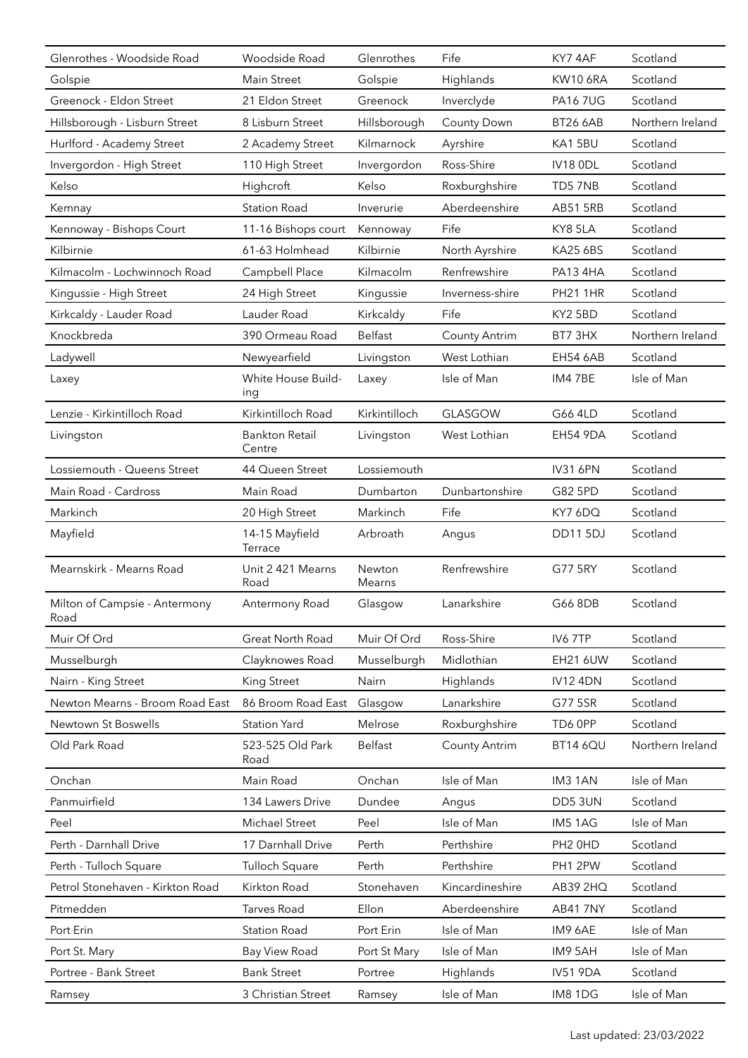| | | | | | |
|---|---|---|---|---|---|
| Glenrothes - Woodside Road | Woodside Road | Glenrothes | Fife | KY7 4AF | Scotland |
| Golspie | Main Street | Golspie | Highlands | KW10 6RA | Scotland |
| Greenock - Eldon Street | 21 Eldon Street | Greenock | Inverclyde | PA16 7UG | Scotland |
| Hillsborough - Lisburn Street | 8 Lisburn Street | Hillsborough | County Down | BT26 6AB | Northern Ireland |
| Hurlford - Academy Street | 2 Academy Street | Kilmarnock | Ayrshire | KA1 5BU | Scotland |
| Invergordon - High Street | 110 High Street | Invergordon | Ross-Shire | IV18 0DL | Scotland |
| Kelso | Highcroft | Kelso | Roxburghshire | TD5 7NB | Scotland |
| Kemnay | Station Road | Inverurie | Aberdeenshire | AB51 5RB | Scotland |
| Kennoway - Bishops Court | 11-16 Bishops court | Kennoway | Fife | KY8 5LA | Scotland |
| Kilbirnie | 61-63 Holmhead | Kilbirnie | North Ayrshire | KA25 6BS | Scotland |
| Kilmacolm - Lochwinnoch Road | Campbell Place | Kilmacolm | Renfrewshire | PA13 4HA | Scotland |
| Kingussie - High Street | 24 High Street | Kingussie | Inverness-shire | PH21 1HR | Scotland |
| Kirkcaldy - Lauder Road | Lauder Road | Kirkcaldy | Fife | KY2 5BD | Scotland |
| Knockbreda | 390 Ormeau Road | Belfast | County Antrim | BT7 3HX | Northern Ireland |
| Ladywell | Newyearfield | Livingston | West Lothian | EH54 6AB | Scotland |
| Laxey | White House Building | Laxey | Isle of Man | IM4 7BE | Isle of Man |
| Lenzie - Kirkintilloch Road | Kirkintilloch Road | Kirkintilloch | GLASGOW | G66 4LD | Scotland |
| Livingston | Bankton Retail Centre | Livingston | West Lothian | EH54 9DA | Scotland |
| Lossiemouth - Queens Street | 44 Queen Street | Lossiemouth | | IV31 6PN | Scotland |
| Main Road - Cardross | Main Road | Dumbarton | Dunbartonshire | G82 5PD | Scotland |
| Markinch | 20 High Street | Markinch | Fife | KY7 6DQ | Scotland |
| Mayfield | 14-15 Mayfield Terrace | Arbroath | Angus | DD11 5DJ | Scotland |
| Mearnskirk - Mearns Road | Unit 2 421 Mearns Road | Newton Mearns | Renfrewshire | G77 5RY | Scotland |
| Milton of Campsie - Antermony Road | Antermony Road | Glasgow | Lanarkshire | G66 8DB | Scotland |
| Muir Of Ord | Great North Road | Muir Of Ord | Ross-Shire | IV6 7TP | Scotland |
| Musselburgh | Clayknowes Road | Musselburgh | Midlothian | EH21 6UW | Scotland |
| Nairn - King Street | King Street | Nairn | Highlands | IV12 4DN | Scotland |
| Newton Mearns - Broom Road East | 86 Broom Road East | Glasgow | Lanarkshire | G77 5SR | Scotland |
| Newtown St Boswells | Station Yard | Melrose | Roxburghshire | TD6 0PP | Scotland |
| Old Park Road | 523-525 Old Park Road | Belfast | County Antrim | BT14 6QU | Northern Ireland |
| Onchan | Main Road | Onchan | Isle of Man | IM3 1AN | Isle of Man |
| Panmuirfield | 134 Lawers Drive | Dundee | Angus | DD5 3UN | Scotland |
| Peel | Michael Street | Peel | Isle of Man | IM5 1AG | Isle of Man |
| Perth - Darnhall Drive | 17 Darnhall Drive | Perth | Perthshire | PH2 0HD | Scotland |
| Perth - Tulloch Square | Tulloch Square | Perth | Perthshire | PH1 2PW | Scotland |
| Petrol Stonehaven - Kirkton Road | Kirkton Road | Stonehaven | Kincardineshire | AB39 2HQ | Scotland |
| Pitmedden | Tarves Road | Ellon | Aberdeenshire | AB41 7NY | Scotland |
| Port Erin | Station Road | Port Erin | Isle of Man | IM9 6AE | Isle of Man |
| Port St. Mary | Bay View Road | Port St Mary | Isle of Man | IM9 5AH | Isle of Man |
| Portree - Bank Street | Bank Street | Portree | Highlands | IV51 9DA | Scotland |
| Ramsey | 3 Christian Street | Ramsey | Isle of Man | IM8 1DG | Isle of Man |

Last updated: 23/03/2022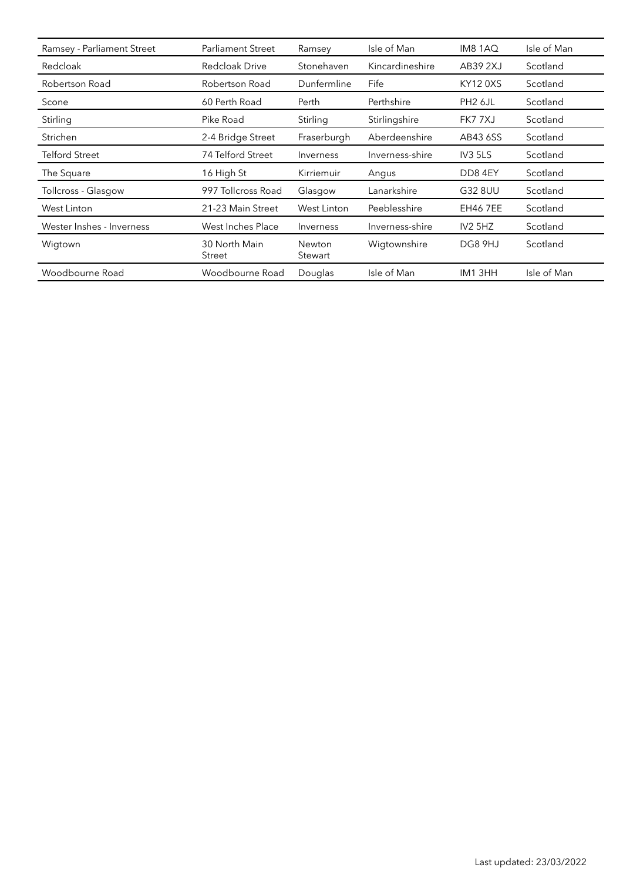| | | | | | |
|---|---|---|---|---|---|
| Ramsey - Parliament Street | Parliament Street | Ramsey | Isle of Man | IM8 1AQ | Isle of Man |
| Redcloak | Redcloak Drive | Stonehaven | Kincardineshire | AB39 2XJ | Scotland |
| Robertson Road | Robertson Road | Dunfermline | Fife | KY12 0XS | Scotland |
| Scone | 60 Perth Road | Perth | Perthshire | PH2 6JL | Scotland |
| Stirling | Pike Road | Stirling | Stirlingshire | FK7 7XJ | Scotland |
| Strichen | 2-4 Bridge Street | Fraserburgh | Aberdeenshire | AB43 6SS | Scotland |
| Telford Street | 74 Telford Street | Inverness | Inverness-shire | IV3 5LS | Scotland |
| The Square | 16 High St | Kirriemuir | Angus | DD8 4EY | Scotland |
| Tollcross - Glasgow | 997 Tollcross Road | Glasgow | Lanarkshire | G32 8UU | Scotland |
| West Linton | 21-23 Main Street | West Linton | Peeblesshire | EH46 7EE | Scotland |
| Wester Inshes - Inverness | West Inches Place | Inverness | Inverness-shire | IV2 5HZ | Scotland |
| Wigtown | 30 North Main Street | Newton Stewart | Wigtownshire | DG8 9HJ | Scotland |
| Woodbourne Road | Woodbourne Road | Douglas | Isle of Man | IM1 3HH | Isle of Man |

Last updated: 23/03/2022